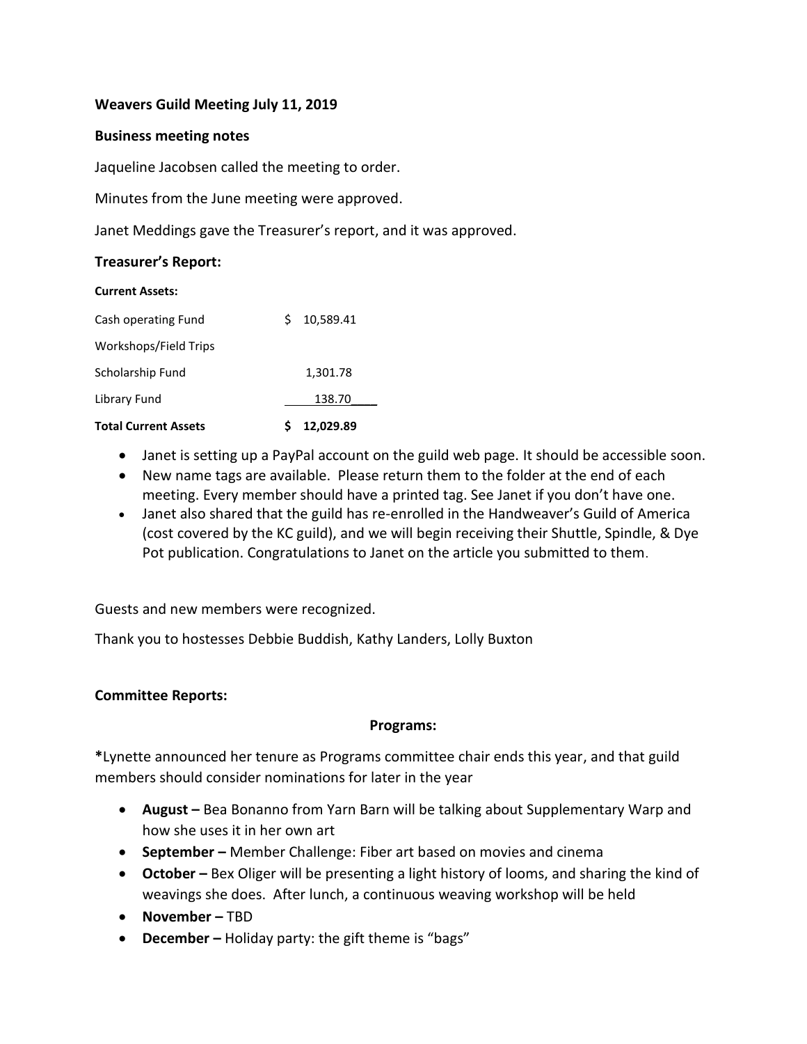**Weavers Guild Meeting July 11, 2019**

**Business meeting notes**

Jaqueline Jacobsen called the meeting to order.

Minutes from the June meeting were approved.

Janet Meddings gave the Treasurer's report, and it was approved.

**Treasurer's Report:**

| **Current Assets:** | |
|---|---|
| Cash operating Fund | $ 10,589.41 |
| Workshops/Field Trips | |
| Scholarship Fund | 1,301.78 |
| Library Fund | 138.70 |
| **Total Current Assets** | **$ 12,029.89** |

- Janet is setting up a PayPal account on the guild web page. It should be accessible soon.
- New name tags are available. Please return them to the folder at the end of each meeting. Every member should have a printed tag. See Janet if you don't have one.
- Janet also shared that the guild has re-enrolled in the Handweaver's Guild of America (cost covered by the KC guild), and we will begin receiving their Shuttle, Spindle, & Dye Pot publication. Congratulations to Janet on the article you submitted to them.

Guests and new members were recognized.

Thank you to hostesses Debbie Buddish, Kathy Landers, Lolly Buxton

**Committee Reports:**

**Programs:**

**\***Lynette announced her tenure as Programs committee chair ends this year, and that guild members should consider nominations for later in the year

- **August –** Bea Bonanno from Yarn Barn will be talking about Supplementary Warp and how she uses it in her own art
- **September –** Member Challenge: Fiber art based on movies and cinema
- **October –** Bex Oliger will be presenting a light history of looms, and sharing the kind of weavings she does. After lunch, a continuous weaving workshop will be held
- **November –** TBD
- **December –** Holiday party: the gift theme is "bags"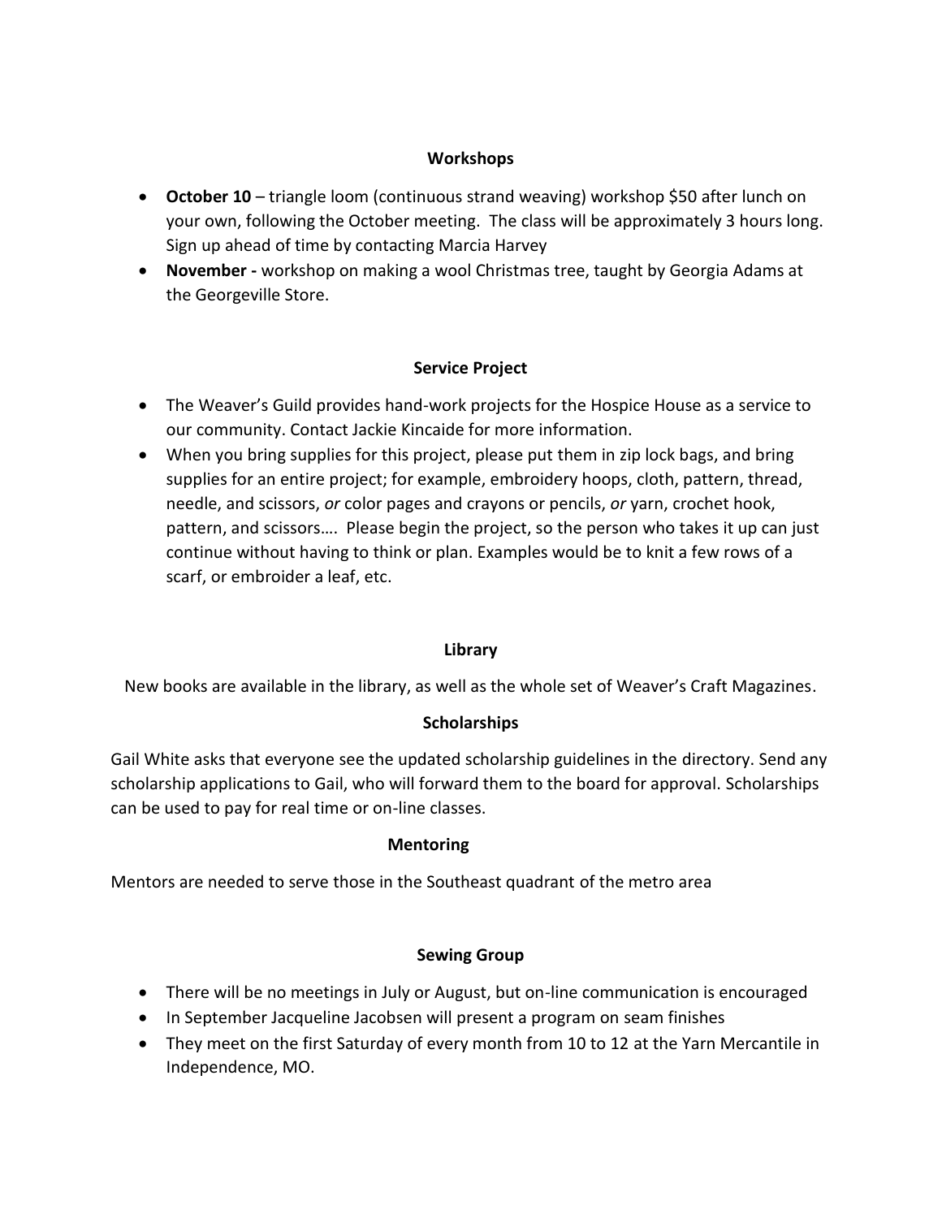### Workshops

- **October 10** – triangle loom (continuous strand weaving) workshop $50 after lunch on your own, following the October meeting. The class will be approximately 3 hours long. Sign up ahead of time by contacting Marcia Harvey
- **November -** workshop on making a wool Christmas tree, taught by Georgia Adams at the Georgeville Store.

### Service Project

- The Weaver's Guild provides hand-work projects for the Hospice House as a service to our community. Contact Jackie Kincaide for more information.
- When you bring supplies for this project, please put them in zip lock bags, and bring supplies for an entire project; for example, embroidery hoops, cloth, pattern, thread, needle, and scissors, *or* color pages and crayons or pencils, *or* yarn, crochet hook, pattern, and scissors…. Please begin the project, so the person who takes it up can just continue without having to think or plan. Examples would be to knit a few rows of a scarf, or embroider a leaf, etc.

### Library

New books are available in the library, as well as the whole set of Weaver's Craft Magazines.

### Scholarships

Gail White asks that everyone see the updated scholarship guidelines in the directory. Send any scholarship applications to Gail, who will forward them to the board for approval. Scholarships can be used to pay for real time or on-line classes.

### Mentoring

Mentors are needed to serve those in the Southeast quadrant of the metro area

### Sewing Group

- There will be no meetings in July or August, but on-line communication is encouraged
- In September Jacqueline Jacobsen will present a program on seam finishes
- They meet on the first Saturday of every month from 10 to 12 at the Yarn Mercantile in Independence, MO.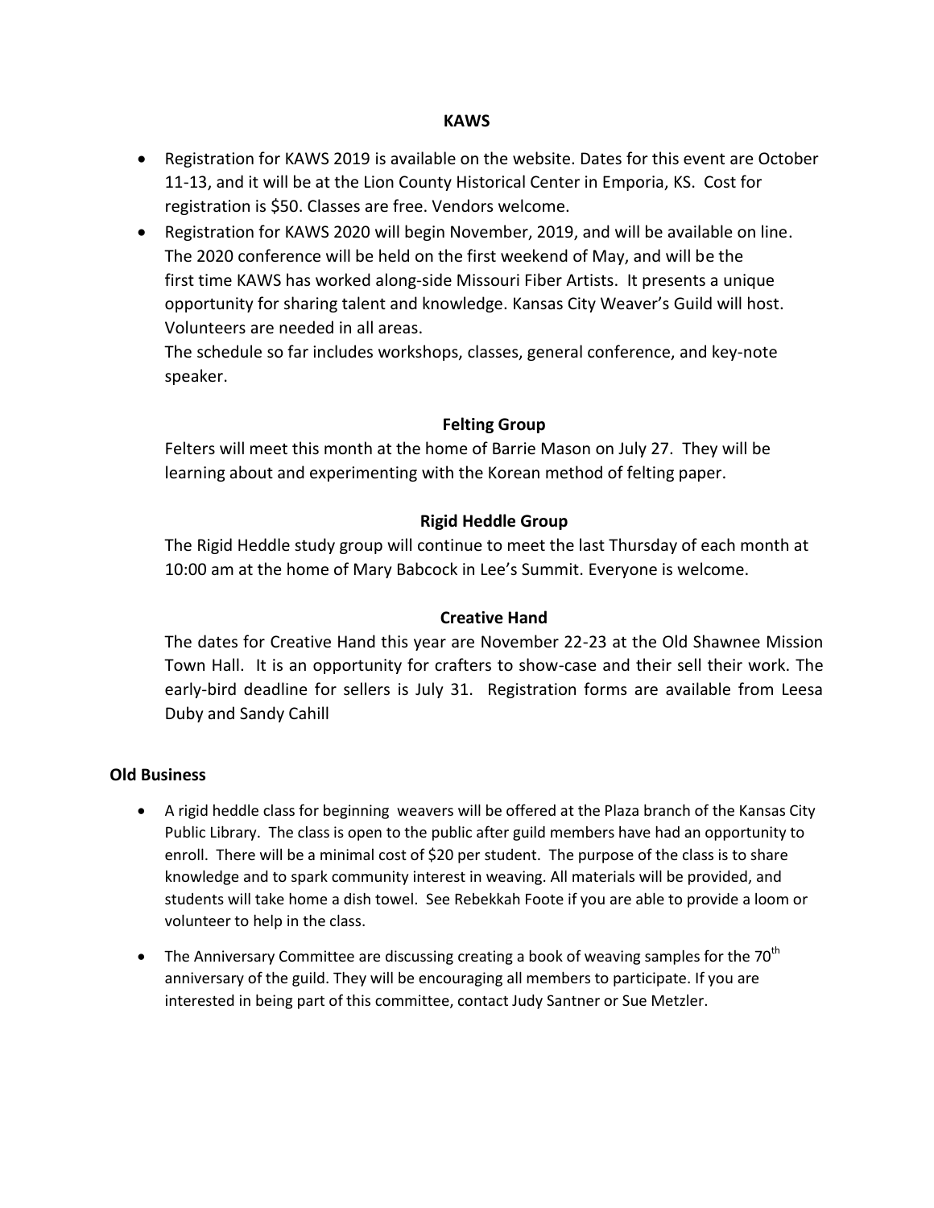### KAWS

- Registration for KAWS 2019 is available on the website. Dates for this event are October 11-13, and it will be at the Lion County Historical Center in Emporia, KS. Cost for registration is $50. Classes are free. Vendors welcome.
- Registration for KAWS 2020 will begin November, 2019, and will be available on line. The 2020 conference will be held on the first weekend of May, and will be the first time KAWS has worked along-side Missouri Fiber Artists. It presents a unique opportunity for sharing talent and knowledge. Kansas City Weaver's Guild will host. Volunteers are needed in all areas.

  The schedule so far includes workshops, classes, general conference, and key-note speaker.

### Felting Group

Felters will meet this month at the home of Barrie Mason on July 27. They will be learning about and experimenting with the Korean method of felting paper.

### Rigid Heddle Group

The Rigid Heddle study group will continue to meet the last Thursday of each month at 10:00 am at the home of Mary Babcock in Lee's Summit. Everyone is welcome.

### Creative Hand

The dates for Creative Hand this year are November 22-23 at the Old Shawnee Mission Town Hall. It is an opportunity for crafters to show-case and their sell their work. The early-bird deadline for sellers is July 31. Registration forms are available from Leesa Duby and Sandy Cahill

## Old Business

- A rigid heddle class for beginning weavers will be offered at the Plaza branch of the Kansas City Public Library. The class is open to the public after guild members have had an opportunity to enroll. There will be a minimal cost of $20 per student. The purpose of the class is to share knowledge and to spark community interest in weaving. All materials will be provided, and students will take home a dish towel. See Rebekkah Foote if you are able to provide a loom or volunteer to help in the class.
- The Anniversary Committee are discussing creating a book of weaving samples for the 70th anniversary of the guild. They will be encouraging all members to participate. If you are interested in being part of this committee, contact Judy Santner or Sue Metzler.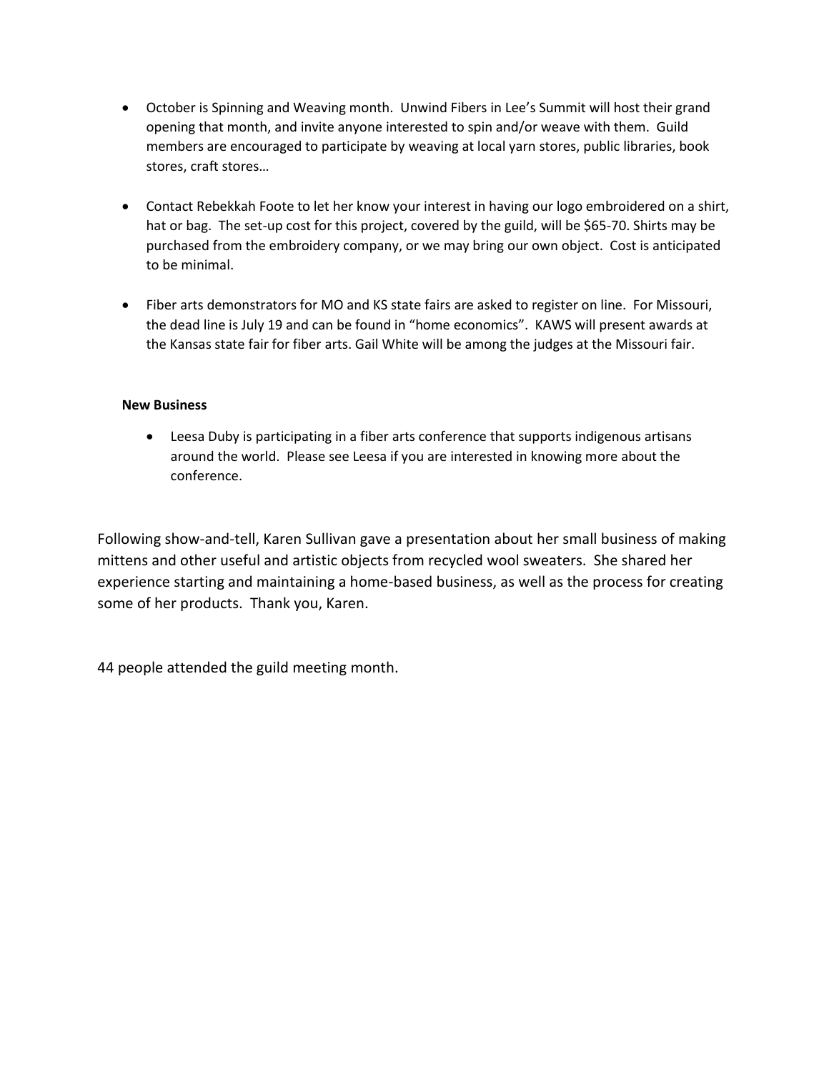- October is Spinning and Weaving month. Unwind Fibers in Lee's Summit will host their grand opening that month, and invite anyone interested to spin and/or weave with them. Guild members are encouraged to participate by weaving at local yarn stores, public libraries, book stores, craft stores…

- Contact Rebekkah Foote to let her know your interest in having our logo embroidered on a shirt, hat or bag. The set-up cost for this project, covered by the guild, will be $65-70. Shirts may be purchased from the embroidery company, or we may bring our own object. Cost is anticipated to be minimal.

- Fiber arts demonstrators for MO and KS state fairs are asked to register on line. For Missouri, the dead line is July 19 and can be found in "home economics". KAWS will present awards at the Kansas state fair for fiber arts. Gail White will be among the judges at the Missouri fair.

**New Business**

- Leesa Duby is participating in a fiber arts conference that supports indigenous artisans around the world. Please see Leesa if you are interested in knowing more about the conference.

Following show-and-tell, Karen Sullivan gave a presentation about her small business of making mittens and other useful and artistic objects from recycled wool sweaters. She shared her experience starting and maintaining a home-based business, as well as the process for creating some of her products. Thank you, Karen.

44 people attended the guild meeting month.